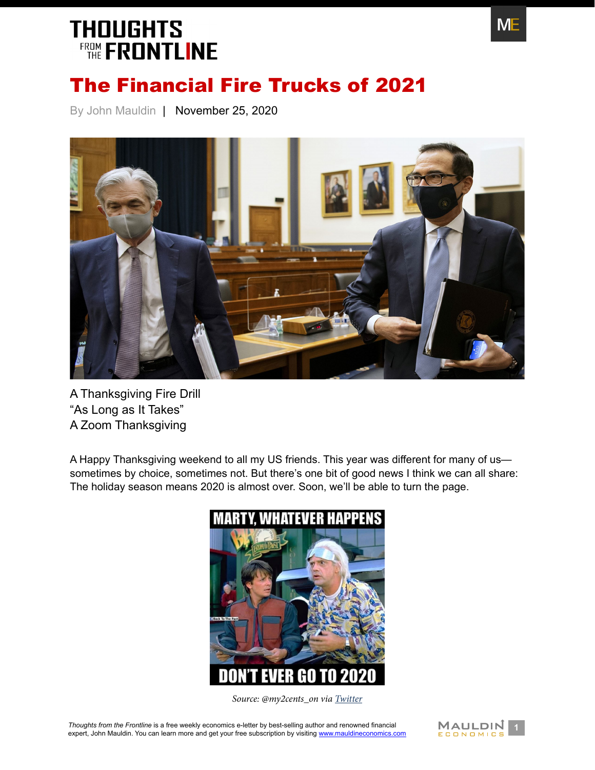# THOUGHTS FROM THE FRONTLINE

# The Financial Fire Trucks of 2021

By John Mauldin | November 25, 2020

A Thanksgiving Fire Drill
"As Long as It Takes"
A Zoom Thanksgiving

A Happy Thanksgiving weekend to all my US friends. This year was different for many of us—sometimes by choice, sometimes not. But there's one bit of good news I think we can all share: The holiday season means 2020 is almost over. Soon, we'll be able to turn the page.

*Source: @my2cents_on via Twitter*

*Thoughts from the Frontline* is a free weekly economics e-letter by best-selling author and renowned financial expert, John Mauldin. You can learn more and get your free subscription by visiting www.mauldineconomics.com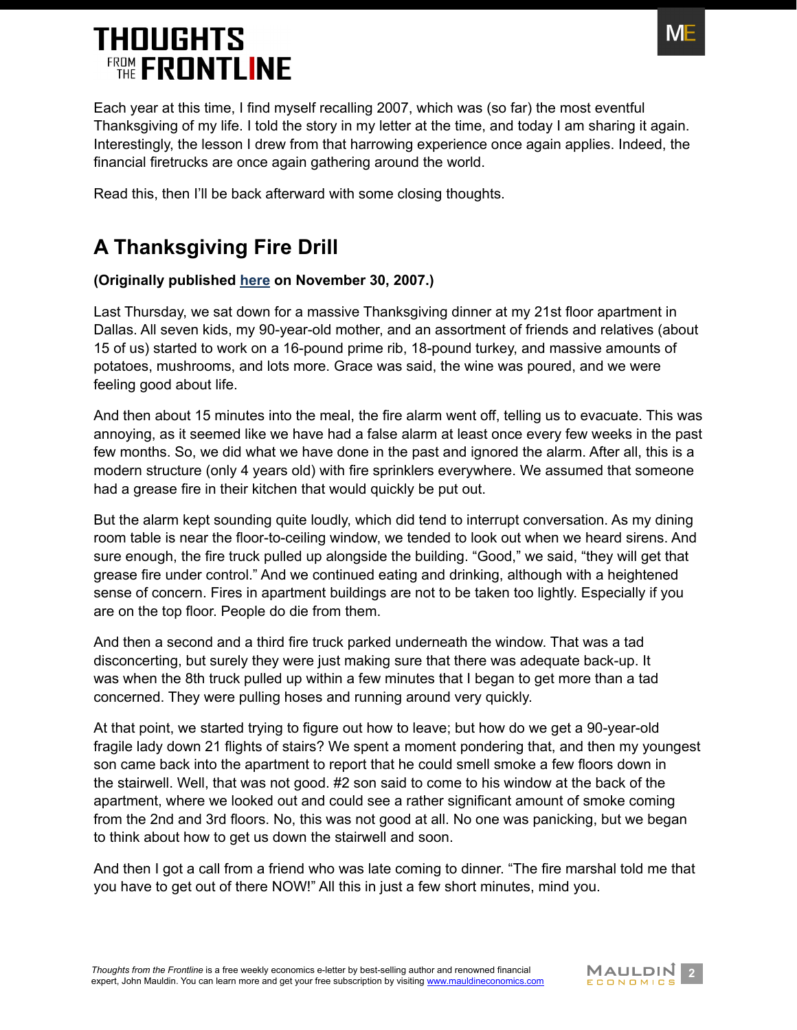Each year at this time, I find myself recalling 2007, which was (so far) the most eventful Thanksgiving of my life. I told the story in my letter at the time, and today I am sharing it again. Interestingly, the lesson I drew from that harrowing experience once again applies. Indeed, the financial firetrucks are once again gathering around the world.

Read this, then I'll be back afterward with some closing thoughts.

## A Thanksgiving Fire Drill

**(Originally published here on November 30, 2007.)**

Last Thursday, we sat down for a massive Thanksgiving dinner at my 21st floor apartment in Dallas. All seven kids, my 90-year-old mother, and an assortment of friends and relatives (about 15 of us) started to work on a 16-pound prime rib, 18-pound turkey, and massive amounts of potatoes, mushrooms, and lots more. Grace was said, the wine was poured, and we were feeling good about life.

And then about 15 minutes into the meal, the fire alarm went off, telling us to evacuate. This was annoying, as it seemed like we have had a false alarm at least once every few weeks in the past few months. So, we did what we have done in the past and ignored the alarm. After all, this is a modern structure (only 4 years old) with fire sprinklers everywhere. We assumed that someone had a grease fire in their kitchen that would quickly be put out.

But the alarm kept sounding quite loudly, which did tend to interrupt conversation. As my dining room table is near the floor-to-ceiling window, we tended to look out when we heard sirens. And sure enough, the fire truck pulled up alongside the building. "Good," we said, "they will get that grease fire under control." And we continued eating and drinking, although with a heightened sense of concern. Fires in apartment buildings are not to be taken too lightly. Especially if you are on the top floor. People do die from them.

And then a second and a third fire truck parked underneath the window. That was a tad disconcerting, but surely they were just making sure that there was adequate back-up. It was when the 8th truck pulled up within a few minutes that I began to get more than a tad concerned. They were pulling hoses and running around very quickly.

At that point, we started trying to figure out how to leave; but how do we get a 90-year-old fragile lady down 21 flights of stairs? We spent a moment pondering that, and then my youngest son came back into the apartment to report that he could smell smoke a few floors down in the stairwell. Well, that was not good. #2 son said to come to his window at the back of the apartment, where we looked out and could see a rather significant amount of smoke coming from the 2nd and 3rd floors. No, this was not good at all. No one was panicking, but we began to think about how to get us down the stairwell and soon.

And then I got a call from a friend who was late coming to dinner. "The fire marshal told me that you have to get out of there NOW!" All this in just a few short minutes, mind you.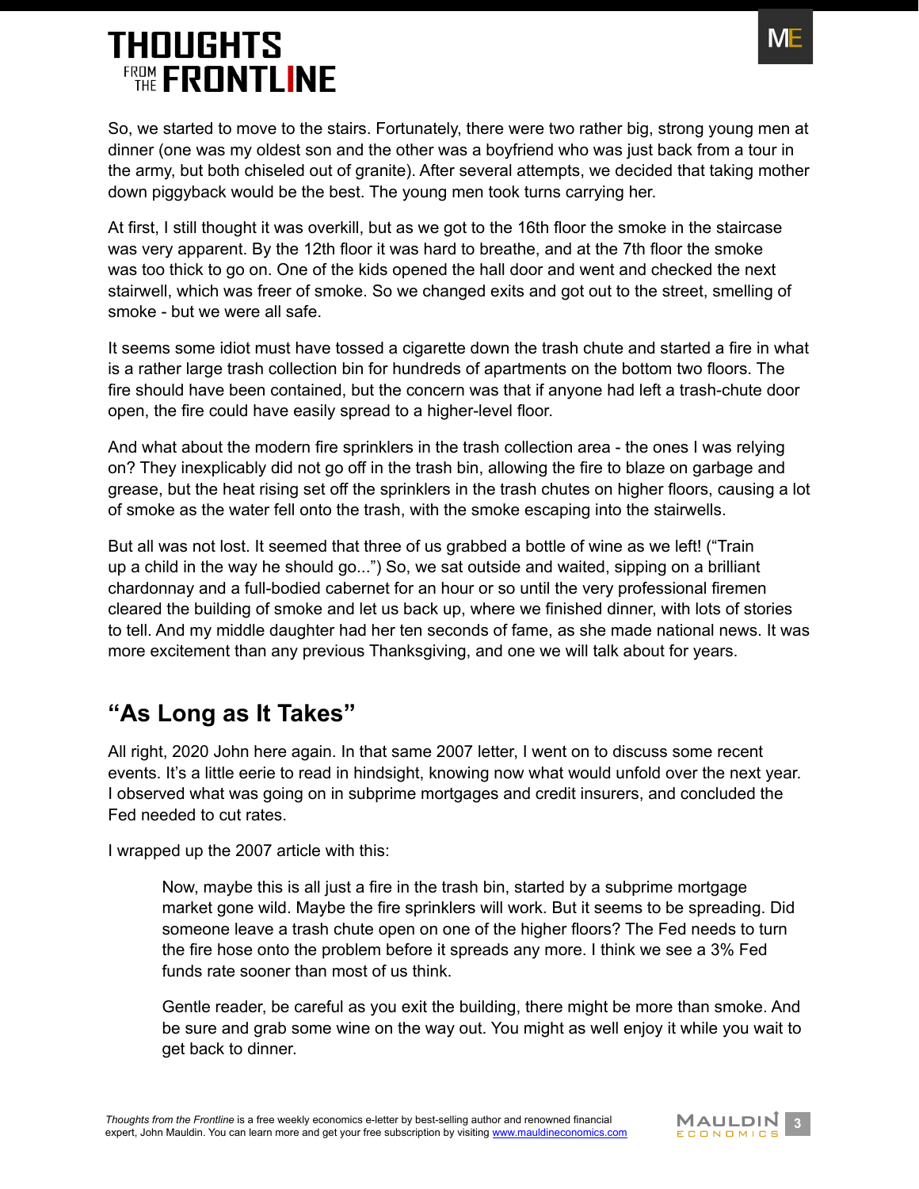So, we started to move to the stairs. Fortunately, there were two rather big, strong young men at dinner (one was my oldest son and the other was a boyfriend who was just back from a tour in the army, but both chiseled out of granite). After several attempts, we decided that taking mother down piggyback would be the best. The young men took turns carrying her.

At first, I still thought it was overkill, but as we got to the 16th floor the smoke in the staircase was very apparent. By the 12th floor it was hard to breathe, and at the 7th floor the smoke was too thick to go on. One of the kids opened the hall door and went and checked the next stairwell, which was freer of smoke. So we changed exits and got out to the street, smelling of smoke - but we were all safe.

It seems some idiot must have tossed a cigarette down the trash chute and started a fire in what is a rather large trash collection bin for hundreds of apartments on the bottom two floors. The fire should have been contained, but the concern was that if anyone had left a trash-chute door open, the fire could have easily spread to a higher-level floor.

And what about the modern fire sprinklers in the trash collection area - the ones I was relying on? They inexplicably did not go off in the trash bin, allowing the fire to blaze on garbage and grease, but the heat rising set off the sprinklers in the trash chutes on higher floors, causing a lot of smoke as the water fell onto the trash, with the smoke escaping into the stairwells.

But all was not lost. It seemed that three of us grabbed a bottle of wine as we left! ("Train up a child in the way he should go...") So, we sat outside and waited, sipping on a brilliant chardonnay and a full-bodied cabernet for an hour or so until the very professional firemen cleared the building of smoke and let us back up, where we finished dinner, with lots of stories to tell. And my middle daughter had her ten seconds of fame, as she made national news. It was more excitement than any previous Thanksgiving, and one we will talk about for years.

## "As Long as It Takes"

All right, 2020 John here again. In that same 2007 letter, I went on to discuss some recent events. It's a little eerie to read in hindsight, knowing now what would unfold over the next year. I observed what was going on in subprime mortgages and credit insurers, and concluded the Fed needed to cut rates.

I wrapped up the 2007 article with this:

> Now, maybe this is all just a fire in the trash bin, started by a subprime mortgage market gone wild. Maybe the fire sprinklers will work. But it seems to be spreading. Did someone leave a trash chute open on one of the higher floors? The Fed needs to turn the fire hose onto the problem before it spreads any more. I think we see a 3% Fed funds rate sooner than most of us think.
>
> Gentle reader, be careful as you exit the building, there might be more than smoke. And be sure and grab some wine on the way out. You might as well enjoy it while you wait to get back to dinner.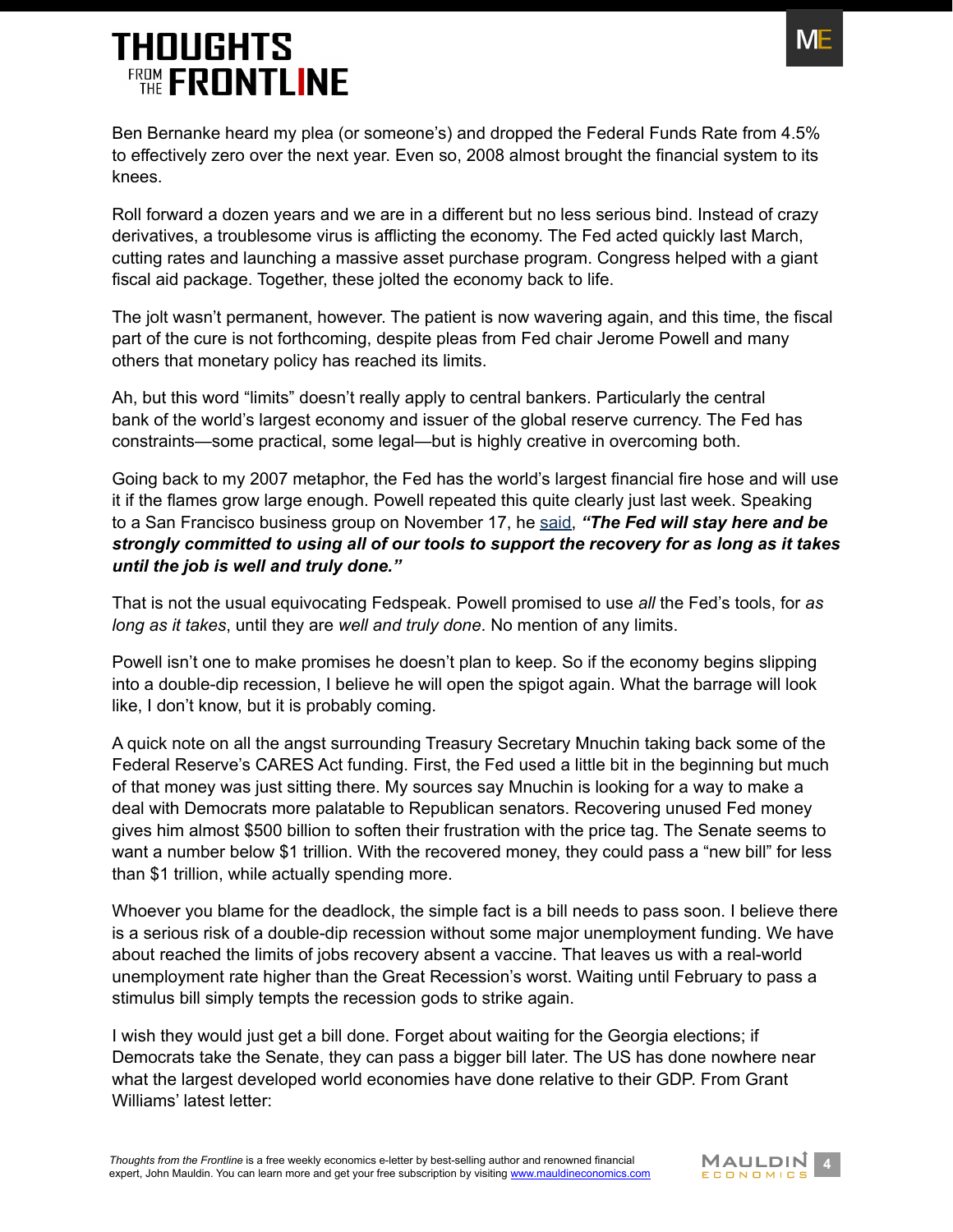Ben Bernanke heard my plea (or someone's) and dropped the Federal Funds Rate from 4.5% to effectively zero over the next year. Even so, 2008 almost brought the financial system to its knees.

Roll forward a dozen years and we are in a different but no less serious bind. Instead of crazy derivatives, a troublesome virus is afflicting the economy. The Fed acted quickly last March, cutting rates and launching a massive asset purchase program. Congress helped with a giant fiscal aid package. Together, these jolted the economy back to life.

The jolt wasn't permanent, however. The patient is now wavering again, and this time, the fiscal part of the cure is not forthcoming, despite pleas from Fed chair Jerome Powell and many others that monetary policy has reached its limits.

Ah, but this word "limits" doesn't really apply to central bankers. Particularly the central bank of the world's largest economy and issuer of the global reserve currency. The Fed has constraints—some practical, some legal—but is highly creative in overcoming both.

Going back to my 2007 metaphor, the Fed has the world's largest financial fire hose and will use it if the flames grow large enough. Powell repeated this quite clearly just last week. Speaking to a San Francisco business group on November 17, he said, ***"The Fed will stay here and be strongly committed to using all of our tools to support the recovery for as long as it takes until the job is well and truly done."***

That is not the usual equivocating Fedspeak. Powell promised to use *all* the Fed's tools, for *as long as it takes*, until they are *well and truly done*. No mention of any limits.

Powell isn't one to make promises he doesn't plan to keep. So if the economy begins slipping into a double-dip recession, I believe he will open the spigot again. What the barrage will look like, I don't know, but it is probably coming.

A quick note on all the angst surrounding Treasury Secretary Mnuchin taking back some of the Federal Reserve's CARES Act funding. First, the Fed used a little bit in the beginning but much of that money was just sitting there. My sources say Mnuchin is looking for a way to make a deal with Democrats more palatable to Republican senators. Recovering unused Fed money gives him almost $500 billion to soften their frustration with the price tag. The Senate seems to want a number below $1 trillion. With the recovered money, they could pass a "new bill" for less than $1 trillion, while actually spending more.

Whoever you blame for the deadlock, the simple fact is a bill needs to pass soon. I believe there is a serious risk of a double-dip recession without some major unemployment funding. We have about reached the limits of jobs recovery absent a vaccine. That leaves us with a real-world unemployment rate higher than the Great Recession's worst. Waiting until February to pass a stimulus bill simply tempts the recession gods to strike again.

I wish they would just get a bill done. Forget about waiting for the Georgia elections; if Democrats take the Senate, they can pass a bigger bill later. The US has done nowhere near what the largest developed world economies have done relative to their GDP. From Grant Williams' latest letter: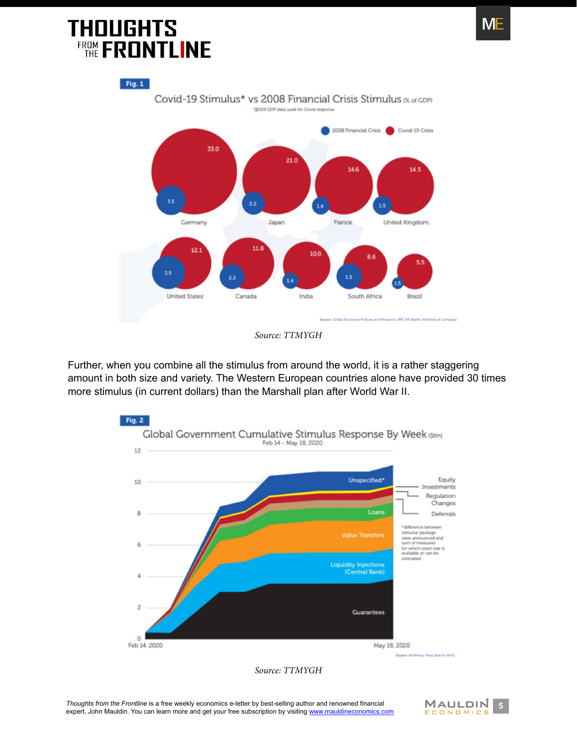**Fig. 1**

Covid-19 Stimulus* vs 2008 Financial Crisis Stimulus (% of GDP)

*2019 GDP data used for Covid response

| Country | 2008 Financial Crisis | Covid-19 Crisis |
|---|---|---|
| Germany | 3.5 | 33.0 |
| Japan | 2.2 | 21.0 |
| France | 1.4 | 14.6 |
| United Kingdom | 1.5 | 14.5 |
| United States | 3.5 | 12.1 |
| Canada | 2.2 | 11.8 |
| India | 1.4 | 10.0 |
| South Africa | 1.5 | 8.6 |
| Brazil | 1.5 | 5.5 |

Source: Global Economic Policies and Prospects, IMF, IHS Markit, McKinsey & Company

*Source: TTMYGH*

Further, when you combine all the stimulus from around the world, it is a rather staggering amount in both size and variety. The Western European countries alone have provided 30 times more stimulus (in current dollars) than the Marshall plan after World War II.

**Fig. 2**

Global Government Cumulative Stimulus Response By Week ($tln)

Feb 14 - May 18, 2020

Categories: Unspecified*, Equity Investments, Regulation Changes, Deferrals, Loans, Value Transfers, Liquidity Injections (Central Bank), Guarantees

*difference between stimulus package sizes announced and sum of measures for which exact size is available or can be estimated

Source: McKinsey, Press Search, WHO

*Source: TTMYGH*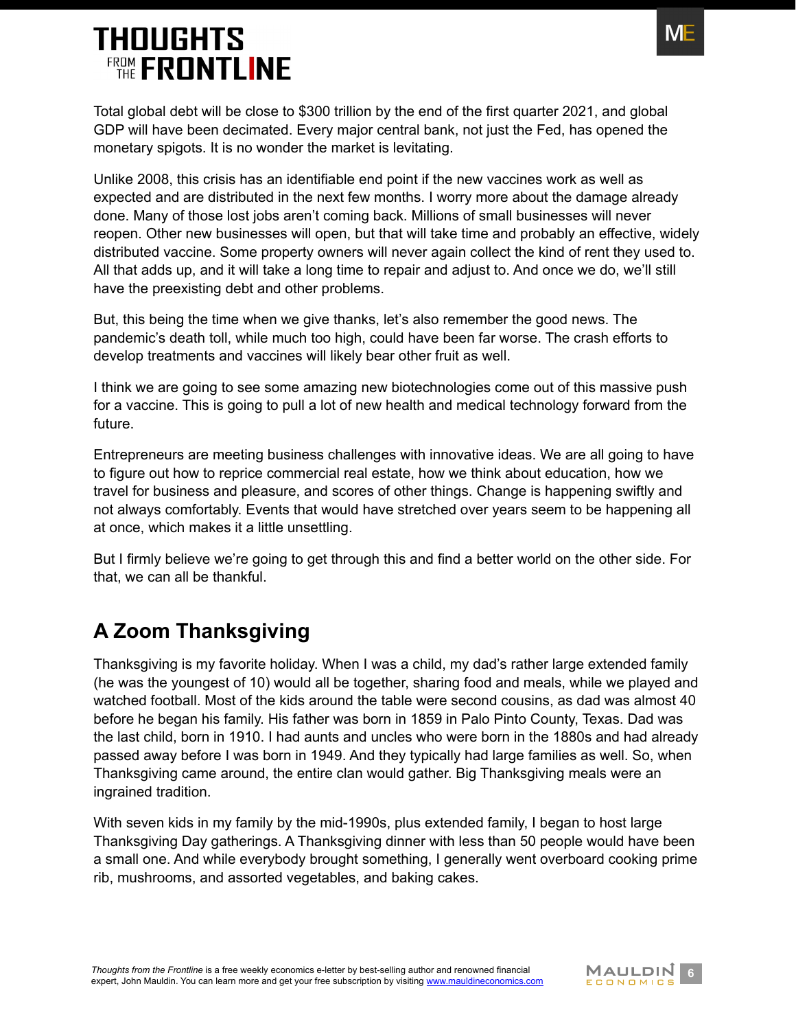Total global debt will be close to $300 trillion by the end of the first quarter 2021, and global GDP will have been decimated. Every major central bank, not just the Fed, has opened the monetary spigots. It is no wonder the market is levitating.

Unlike 2008, this crisis has an identifiable end point if the new vaccines work as well as expected and are distributed in the next few months. I worry more about the damage already done. Many of those lost jobs aren't coming back. Millions of small businesses will never reopen. Other new businesses will open, but that will take time and probably an effective, widely distributed vaccine. Some property owners will never again collect the kind of rent they used to. All that adds up, and it will take a long time to repair and adjust to. And once we do, we'll still have the preexisting debt and other problems.

But, this being the time when we give thanks, let's also remember the good news. The pandemic's death toll, while much too high, could have been far worse. The crash efforts to develop treatments and vaccines will likely bear other fruit as well.

I think we are going to see some amazing new biotechnologies come out of this massive push for a vaccine. This is going to pull a lot of new health and medical technology forward from the future.

Entrepreneurs are meeting business challenges with innovative ideas. We are all going to have to figure out how to reprice commercial real estate, how we think about education, how we travel for business and pleasure, and scores of other things. Change is happening swiftly and not always comfortably. Events that would have stretched over years seem to be happening all at once, which makes it a little unsettling.

But I firmly believe we're going to get through this and find a better world on the other side. For that, we can all be thankful.

## A Zoom Thanksgiving

Thanksgiving is my favorite holiday. When I was a child, my dad's rather large extended family (he was the youngest of 10) would all be together, sharing food and meals, while we played and watched football. Most of the kids around the table were second cousins, as dad was almost 40 before he began his family. His father was born in 1859 in Palo Pinto County, Texas. Dad was the last child, born in 1910. I had aunts and uncles who were born in the 1880s and had already passed away before I was born in 1949. And they typically had large families as well. So, when Thanksgiving came around, the entire clan would gather. Big Thanksgiving meals were an ingrained tradition.

With seven kids in my family by the mid-1990s, plus extended family, I began to host large Thanksgiving Day gatherings. A Thanksgiving dinner with less than 50 people would have been a small one. And while everybody brought something, I generally went overboard cooking prime rib, mushrooms, and assorted vegetables, and baking cakes.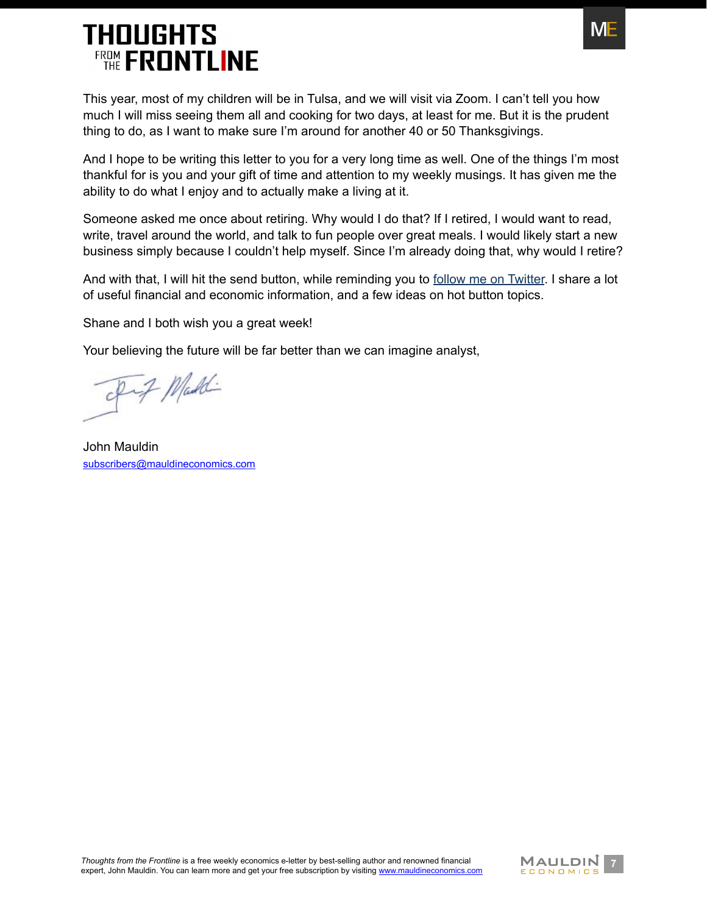This year, most of my children will be in Tulsa, and we will visit via Zoom. I can't tell you how much I will miss seeing them all and cooking for two days, at least for me. But it is the prudent thing to do, as I want to make sure I'm around for another 40 or 50 Thanksgivings.

And I hope to be writing this letter to you for a very long time as well. One of the things I'm most thankful for is you and your gift of time and attention to my weekly musings. It has given me the ability to do what I enjoy and to actually make a living at it.

Someone asked me once about retiring. Why would I do that? If I retired, I would want to read, write, travel around the world, and talk to fun people over great meals. I would likely start a new business simply because I couldn't help myself. Since I'm already doing that, why would I retire?

And with that, I will hit the send button, while reminding you to follow me on Twitter. I share a lot of useful financial and economic information, and a few ideas on hot button topics.

Shane and I both wish you a great week!

Your believing the future will be far better than we can imagine analyst,

John Mauldin
subscribers@mauldineconomics.com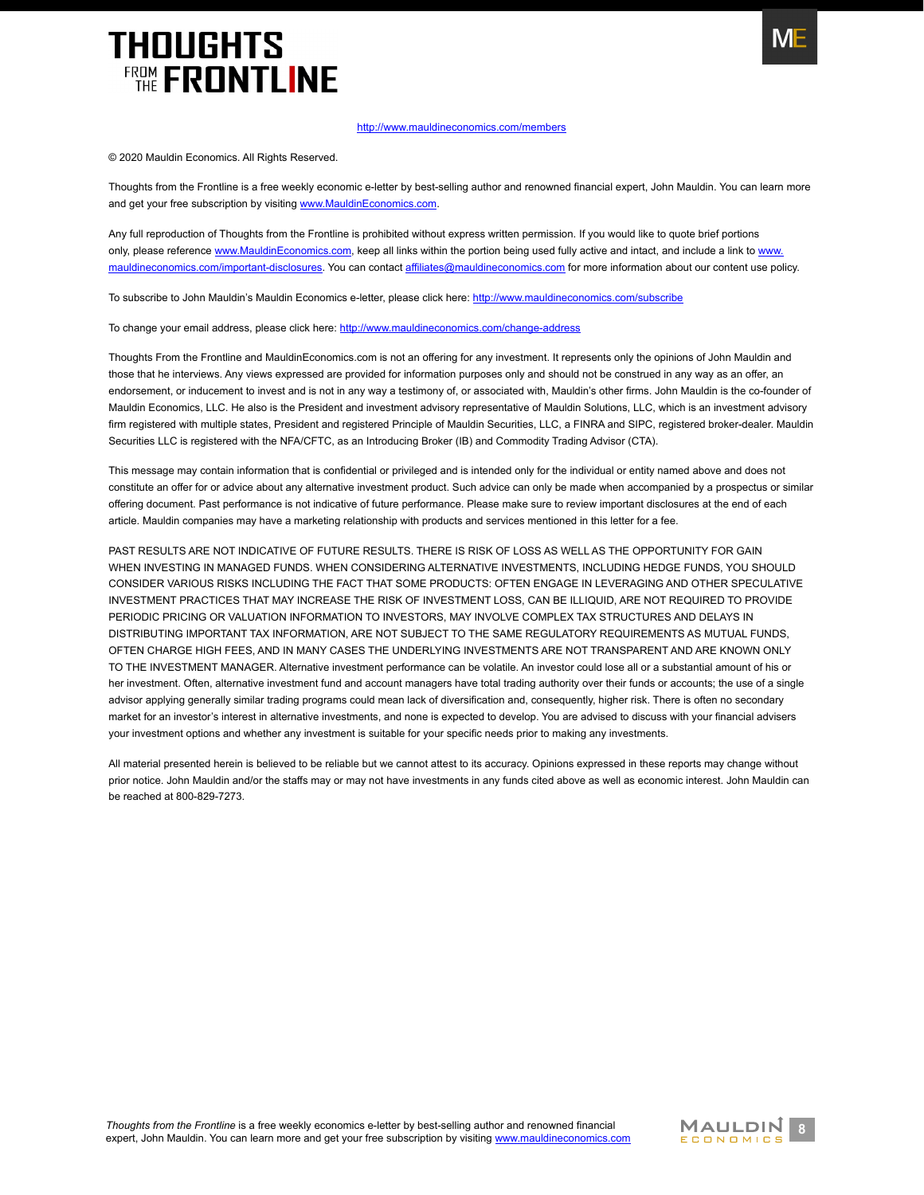http://www.mauldineconomics.com/members

© 2020 Mauldin Economics. All Rights Reserved.

Thoughts from the Frontline is a free weekly economic e-letter by best-selling author and renowned financial expert, John Mauldin. You can learn more and get your free subscription by visiting www.MauldinEconomics.com.

Any full reproduction of Thoughts from the Frontline is prohibited without express written permission. If you would like to quote brief portions only, please reference www.MauldinEconomics.com, keep all links within the portion being used fully active and intact, and include a link to www.mauldineconomics.com/important-disclosures. You can contact affiliates@mauldineconomics.com for more information about our content use policy.

To subscribe to John Mauldin's Mauldin Economics e-letter, please click here: http://www.mauldineconomics.com/subscribe

To change your email address, please click here: http://www.mauldineconomics.com/change-address

Thoughts From the Frontline and MauldinEconomics.com is not an offering for any investment. It represents only the opinions of John Mauldin and those that he interviews. Any views expressed are provided for information purposes only and should not be construed in any way as an offer, an endorsement, or inducement to invest and is not in any way a testimony of, or associated with, Mauldin's other firms. John Mauldin is the co-founder of Mauldin Economics, LLC. He also is the President and investment advisory representative of Mauldin Solutions, LLC, which is an investment advisory firm registered with multiple states, President and registered Principle of Mauldin Securities, LLC, a FINRA and SIPC, registered broker-dealer. Mauldin Securities LLC is registered with the NFA/CFTC, as an Introducing Broker (IB) and Commodity Trading Advisor (CTA).

This message may contain information that is confidential or privileged and is intended only for the individual or entity named above and does not constitute an offer for or advice about any alternative investment product. Such advice can only be made when accompanied by a prospectus or similar offering document. Past performance is not indicative of future performance. Please make sure to review important disclosures at the end of each article. Mauldin companies may have a marketing relationship with products and services mentioned in this letter for a fee.

PAST RESULTS ARE NOT INDICATIVE OF FUTURE RESULTS. THERE IS RISK OF LOSS AS WELL AS THE OPPORTUNITY FOR GAIN WHEN INVESTING IN MANAGED FUNDS. WHEN CONSIDERING ALTERNATIVE INVESTMENTS, INCLUDING HEDGE FUNDS, YOU SHOULD CONSIDER VARIOUS RISKS INCLUDING THE FACT THAT SOME PRODUCTS: OFTEN ENGAGE IN LEVERAGING AND OTHER SPECULATIVE INVESTMENT PRACTICES THAT MAY INCREASE THE RISK OF INVESTMENT LOSS, CAN BE ILLIQUID, ARE NOT REQUIRED TO PROVIDE PERIODIC PRICING OR VALUATION INFORMATION TO INVESTORS, MAY INVOLVE COMPLEX TAX STRUCTURES AND DELAYS IN DISTRIBUTING IMPORTANT TAX INFORMATION, ARE NOT SUBJECT TO THE SAME REGULATORY REQUIREMENTS AS MUTUAL FUNDS, OFTEN CHARGE HIGH FEES, AND IN MANY CASES THE UNDERLYING INVESTMENTS ARE NOT TRANSPARENT AND ARE KNOWN ONLY TO THE INVESTMENT MANAGER. Alternative investment performance can be volatile. An investor could lose all or a substantial amount of his or her investment. Often, alternative investment fund and account managers have total trading authority over their funds or accounts; the use of a single advisor applying generally similar trading programs could mean lack of diversification and, consequently, higher risk. There is often no secondary market for an investor's interest in alternative investments, and none is expected to develop. You are advised to discuss with your financial advisers your investment options and whether any investment is suitable for your specific needs prior to making any investments.

All material presented herein is believed to be reliable but we cannot attest to its accuracy. Opinions expressed in these reports may change without prior notice. John Mauldin and/or the staffs may or may not have investments in any funds cited above as well as economic interest. John Mauldin can be reached at 800-829-7273.